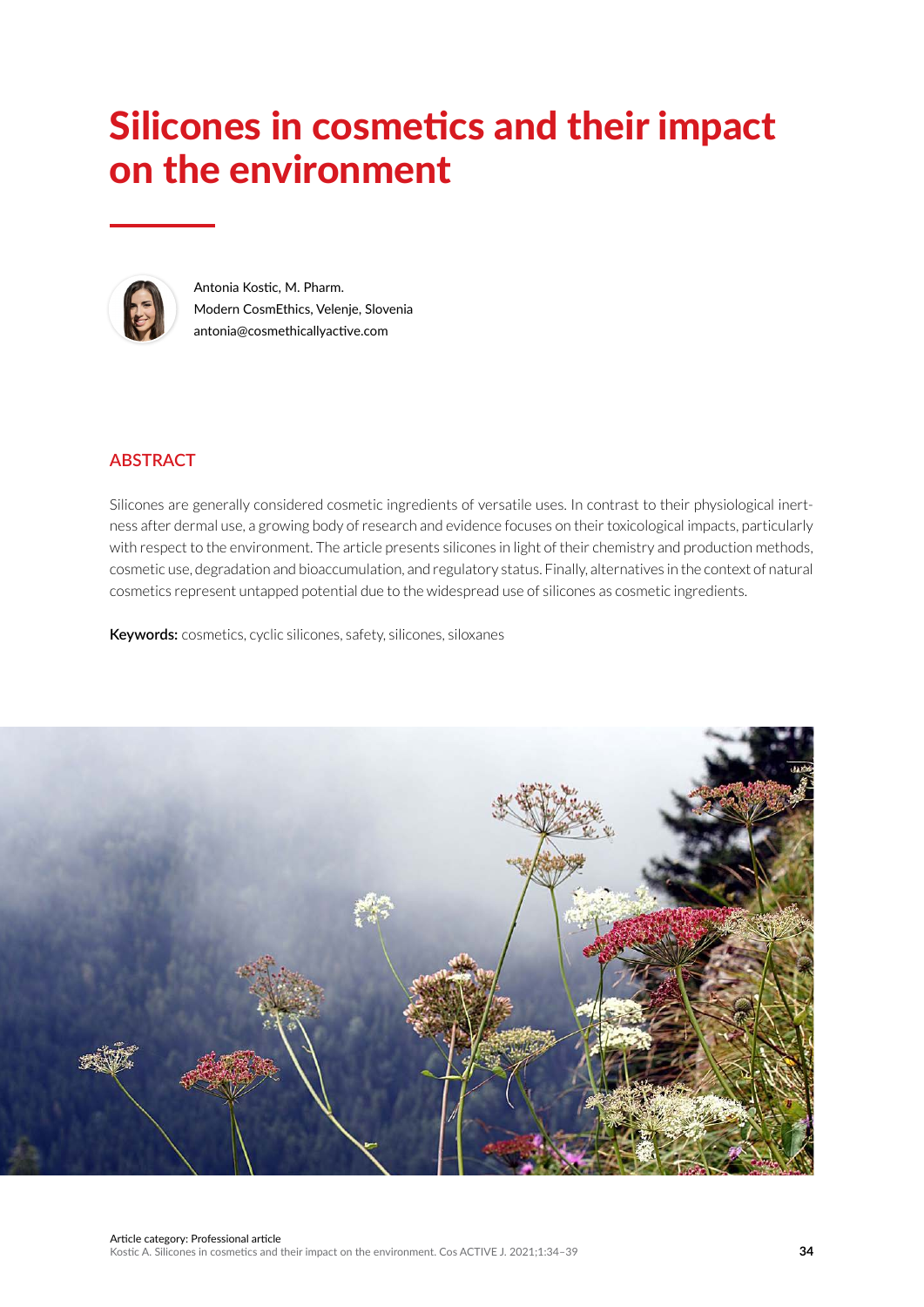# Silicones in cosmetics and their impact on the environment

Antonia Kostic, M. Pharm.
Modern CosmEthics, Velenje, Slovenia
antonia@cosmethicallyactive.com

## ABSTRACT

Silicones are generally considered cosmetic ingredients of versatile uses. In contrast to their physiological inertness after dermal use, a growing body of research and evidence focuses on their toxicological impacts, particularly with respect to the environment. The article presents silicones in light of their chemistry and production methods, cosmetic use, degradation and bioaccumulation, and regulatory status. Finally, alternatives in the context of natural cosmetics represent untapped potential due to the widespread use of silicones as cosmetic ingredients.

**Keywords:** cosmetics, cyclic silicones, safety, silicones, siloxanes

Article category: Professional article
Kostic A. Silicones in cosmetics and their impact on the environment. Cos ACTIVE J. 2021;1:34–39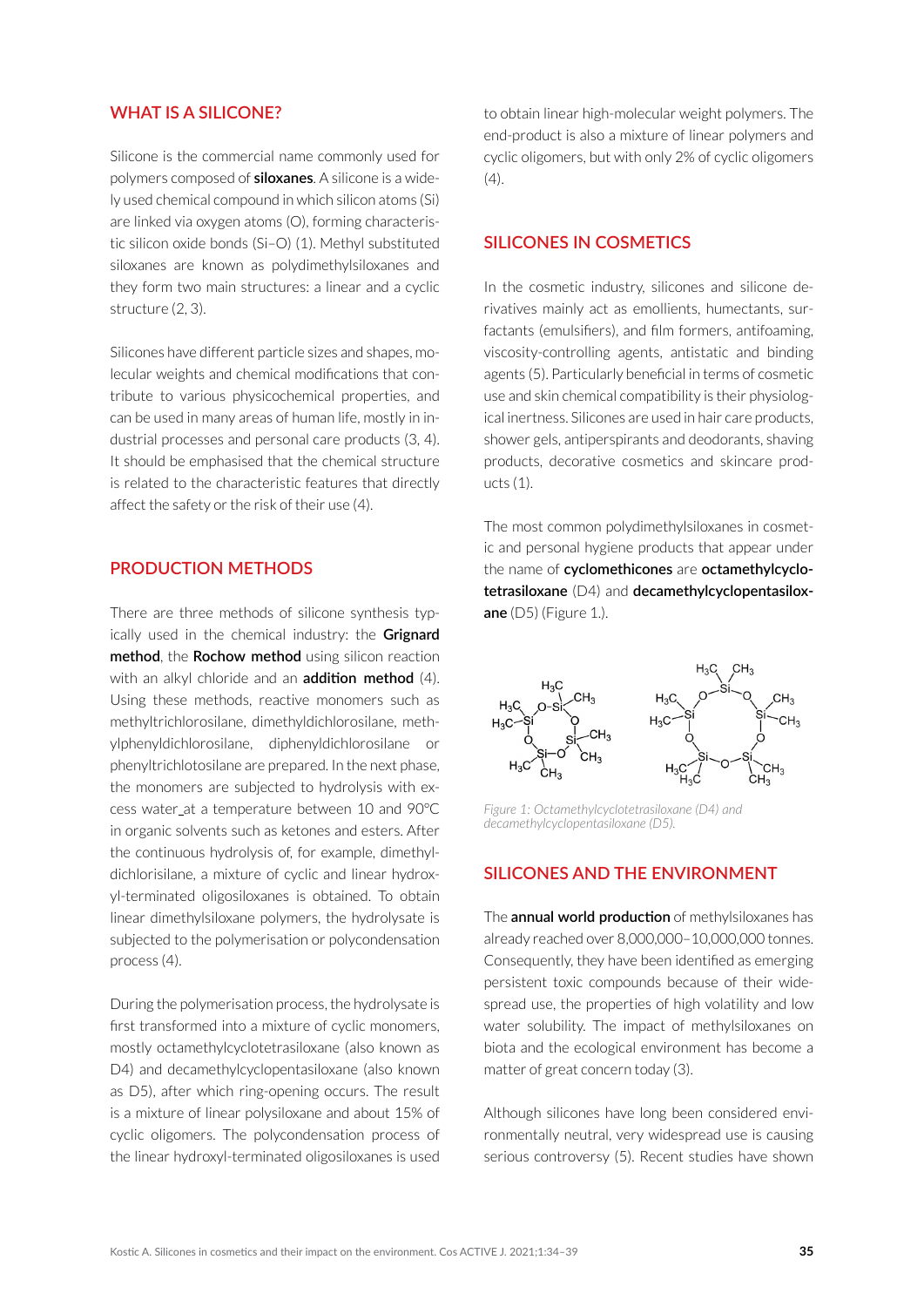## WHAT IS A SILICONE?

Silicone is the commercial name commonly used for polymers composed of **siloxanes**. A silicone is a widely used chemical compound in which silicon atoms (Si) are linked via oxygen atoms (O), forming characteristic silicon oxide bonds (Si–O) (1). Methyl substituted siloxanes are known as polydimethylsiloxanes and they form two main structures: a linear and a cyclic structure (2, 3).

Silicones have different particle sizes and shapes, molecular weights and chemical modifications that contribute to various physicochemical properties, and can be used in many areas of human life, mostly in industrial processes and personal care products (3, 4). It should be emphasised that the chemical structure is related to the characteristic features that directly affect the safety or the risk of their use (4).

## PRODUCTION METHODS

There are three methods of silicone synthesis typically used in the chemical industry: the **Grignard method**, the **Rochow method** using silicon reaction with an alkyl chloride and an **addition method** (4). Using these methods, reactive monomers such as methyltrichlorosilane, dimethyldichlorosilane, methylphenyldichlorosilane, diphenyldichlorosilane or phenyltrichlotosilane are prepared. In the next phase, the monomers are subjected to hydrolysis with excess water_at a temperature between 10 and 90°C in organic solvents such as ketones and esters. After the continuous hydrolysis of, for example, dimethyldichlorisilane, a mixture of cyclic and linear hydroxyl-terminated oligosiloxanes is obtained. To obtain linear dimethylsiloxane polymers, the hydrolysate is subjected to the polymerisation or polycondensation process (4).

During the polymerisation process, the hydrolysate is first transformed into a mixture of cyclic monomers, mostly octamethylcyclotetrasiloxane (also known as D4) and decamethylcyclopentasiloxane (also known as D5), after which ring-opening occurs. The result is a mixture of linear polysiloxane and about 15% of cyclic oligomers. The polycondensation process of the linear hydroxyl-terminated oligosiloxanes is used to obtain linear high-molecular weight polymers. The end-product is also a mixture of linear polymers and cyclic oligomers, but with only 2% of cyclic oligomers (4).

## SILICONES IN COSMETICS

In the cosmetic industry, silicones and silicone derivatives mainly act as emollients, humectants, surfactants (emulsifiers), and film formers, antifoaming, viscosity-controlling agents, antistatic and binding agents (5). Particularly beneficial in terms of cosmetic use and skin chemical compatibility is their physiological inertness. Silicones are used in hair care products, shower gels, antiperspirants and deodorants, shaving products, decorative cosmetics and skincare products (1).

The most common polydimethylsiloxanes in cosmetic and personal hygiene products that appear under the name of **cyclomethicones** are **octamethylcyclotetrasiloxane** (D4) and **decamethylcyclopentasiloxane** (D5) (Figure 1.).

*Figure 1: Octamethylcyclotetrasiloxane (D4) and decamethylcyclopentasiloxane (D5).*

## SILICONES AND THE ENVIRONMENT

The **annual world production** of methylsiloxanes has already reached over 8,000,000–10,000,000 tonnes. Consequently, they have been identified as emerging persistent toxic compounds because of their widespread use, the properties of high volatility and low water solubility. The impact of methylsiloxanes on biota and the ecological environment has become a matter of great concern today (3).

Although silicones have long been considered environmentally neutral, very widespread use is causing serious controversy (5). Recent studies have shown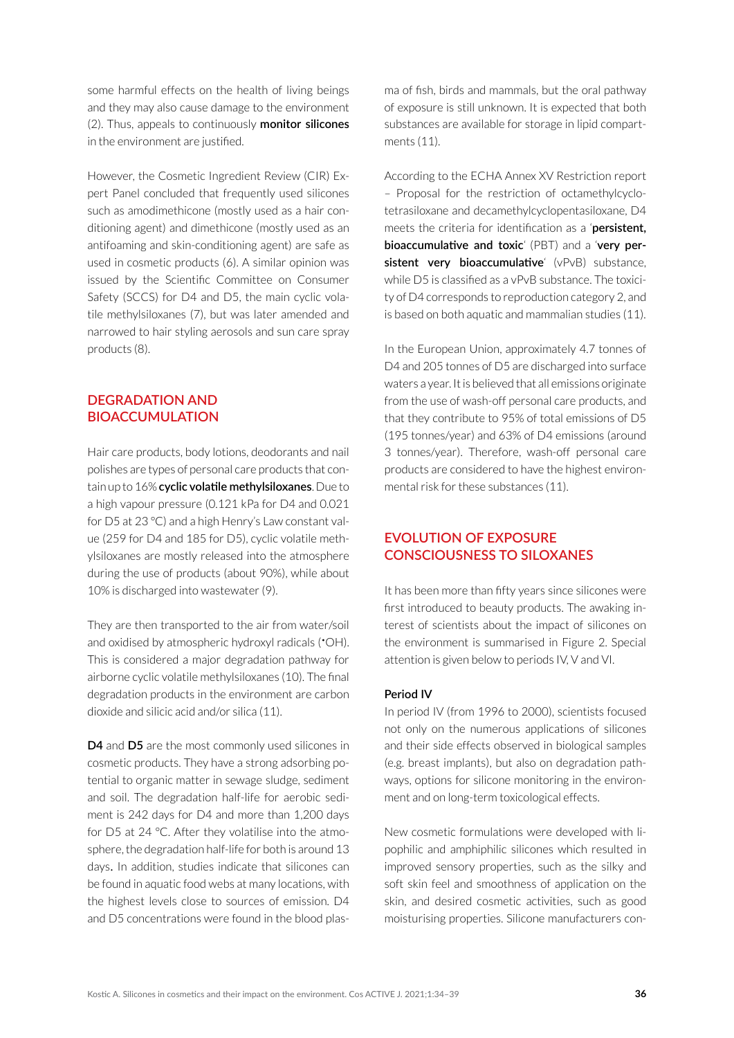some harmful effects on the health of living beings and they may also cause damage to the environment (2). Thus, appeals to continuously **monitor silicones** in the environment are justified.

However, the Cosmetic Ingredient Review (CIR) Expert Panel concluded that frequently used silicones such as amodimethicone (mostly used as a hair conditioning agent) and dimethicone (mostly used as an antifoaming and skin-conditioning agent) are safe as used in cosmetic products (6). A similar opinion was issued by the Scientific Committee on Consumer Safety (SCCS) for D4 and D5, the main cyclic volatile methylsiloxanes (7), but was later amended and narrowed to hair styling aerosols and sun care spray products (8).

## DEGRADATION AND BIOACCUMULATION

Hair care products, body lotions, deodorants and nail polishes are types of personal care products that contain up to 16% **cyclic volatile methylsiloxanes**. Due to a high vapour pressure (0.121 kPa for D4 and 0.021 for D5 at 23 °C) and a high Henry's Law constant value (259 for D4 and 185 for D5), cyclic volatile methylsiloxanes are mostly released into the atmosphere during the use of products (about 90%), while about 10% is discharged into wastewater (9).

They are then transported to the air from water/soil and oxidised by atmospheric hydroxyl radicals (•OH). This is considered a major degradation pathway for airborne cyclic volatile methylsiloxanes (10). The final degradation products in the environment are carbon dioxide and silicic acid and/or silica (11).

**D4** and **D5** are the most commonly used silicones in cosmetic products. They have a strong adsorbing potential to organic matter in sewage sludge, sediment and soil. The degradation half-life for aerobic sediment is 242 days for D4 and more than 1,200 days for D5 at 24 °C. After they volatilise into the atmosphere, the degradation half-life for both is around 13 days. In addition, studies indicate that silicones can be found in aquatic food webs at many locations, with the highest levels close to sources of emission. D4 and D5 concentrations were found in the blood plasma of fish, birds and mammals, but the oral pathway of exposure is still unknown. It is expected that both substances are available for storage in lipid compartments (11).

According to the ECHA Annex XV Restriction report – Proposal for the restriction of octamethylcyclotetrasiloxane and decamethylcyclopentasiloxane, D4 meets the criteria for identification as a '**persistent, bioaccumulative and toxic**' (PBT) and a '**very persistent very bioaccumulative**' (vPvB) substance, while D5 is classified as a vPvB substance. The toxicity of D4 corresponds to reproduction category 2, and is based on both aquatic and mammalian studies (11).

In the European Union, approximately 4.7 tonnes of D4 and 205 tonnes of D5 are discharged into surface waters a year. It is believed that all emissions originate from the use of wash-off personal care products, and that they contribute to 95% of total emissions of D5 (195 tonnes/year) and 63% of D4 emissions (around 3 tonnes/year). Therefore, wash-off personal care products are considered to have the highest environmental risk for these substances (11).

## EVOLUTION OF EXPOSURE CONSCIOUSNESS TO SILOXANES

It has been more than fifty years since silicones were first introduced to beauty products. The awaking interest of scientists about the impact of silicones on the environment is summarised in Figure 2. Special attention is given below to periods IV, V and VI.

### Period IV

In period IV (from 1996 to 2000), scientists focused not only on the numerous applications of silicones and their side effects observed in biological samples (e.g. breast implants), but also on degradation pathways, options for silicone monitoring in the environment and on long-term toxicological effects.

New cosmetic formulations were developed with lipophilic and amphiphilic silicones which resulted in improved sensory properties, such as the silky and soft skin feel and smoothness of application on the skin, and desired cosmetic activities, such as good moisturising properties. Silicone manufacturers con-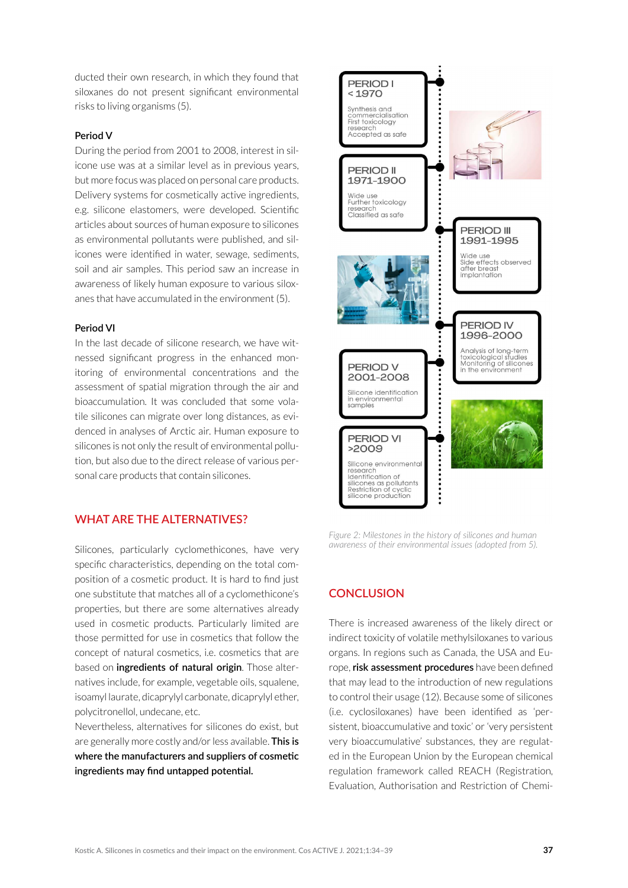ducted their own research, in which they found that siloxanes do not present significant environmental risks to living organisms (5).

### Period V

During the period from 2001 to 2008, interest in silicone use was at a similar level as in previous years, but more focus was placed on personal care products. Delivery systems for cosmetically active ingredients, e.g. silicone elastomers, were developed. Scientific articles about sources of human exposure to silicones as environmental pollutants were published, and silicones were identified in water, sewage, sediments, soil and air samples. This period saw an increase in awareness of likely human exposure to various siloxanes that have accumulated in the environment (5).

### Period VI

In the last decade of silicone research, we have witnessed significant progress in the enhanced monitoring of environmental concentrations and the assessment of spatial migration through the air and bioaccumulation. It was concluded that some volatile silicones can migrate over long distances, as evidenced in analyses of Arctic air. Human exposure to silicones is not only the result of environmental pollution, but also due to the direct release of various personal care products that contain silicones.

## WHAT ARE THE ALTERNATIVES?

Silicones, particularly cyclomethicones, have very specific characteristics, depending on the total composition of a cosmetic product. It is hard to find just one substitute that matches all of a cyclomethicone's properties, but there are some alternatives already used in cosmetic products. Particularly limited are those permitted for use in cosmetics that follow the concept of natural cosmetics, i.e. cosmetics that are based on **ingredients of natural origin**. Those alternatives include, for example, vegetable oils, squalene, isoamyl laurate, dicaprylyl carbonate, dicaprylyl ether, polycitronellol, undecane, etc.

Nevertheless, alternatives for silicones do exist, but are generally more costly and/or less available. **This is where the manufacturers and suppliers of cosmetic ingredients may find untapped potential.**

PERIOD I
< 1970
Synthesis and commercialisation
First toxicology research
Accepted as safe

PERIOD II
1971–1900
Wide use
Further toxicology research
Classified as safe

PERIOD III
1991–1995
Wide use
Side effects observed after breast implantation

PERIOD IV
1996–2000
Analysis of long-term toxicological studies
Monitoring of silicones in the environment

PERIOD V
2001–2008
Silicone identification in environmental samples

PERIOD VI
>2009
Silicone environmental research
Identification of silicones as pollutants
Restriction of cyclic silicone production

*Figure 2: Milestones in the history of silicones and human awareness of their environmental issues (adopted from 5).*

## CONCLUSION

There is increased awareness of the likely direct or indirect toxicity of volatile methylsiloxanes to various organs. In regions such as Canada, the USA and Europe, **risk assessment procedures** have been defined that may lead to the introduction of new regulations to control their usage (12). Because some of silicones (i.e. cyclosiloxanes) have been identified as 'persistent, bioaccumulative and toxic' or 'very persistent very bioaccumulative' substances, they are regulated in the European Union by the European chemical regulation framework called REACH (Registration, Evaluation, Authorisation and Restriction of Chemi-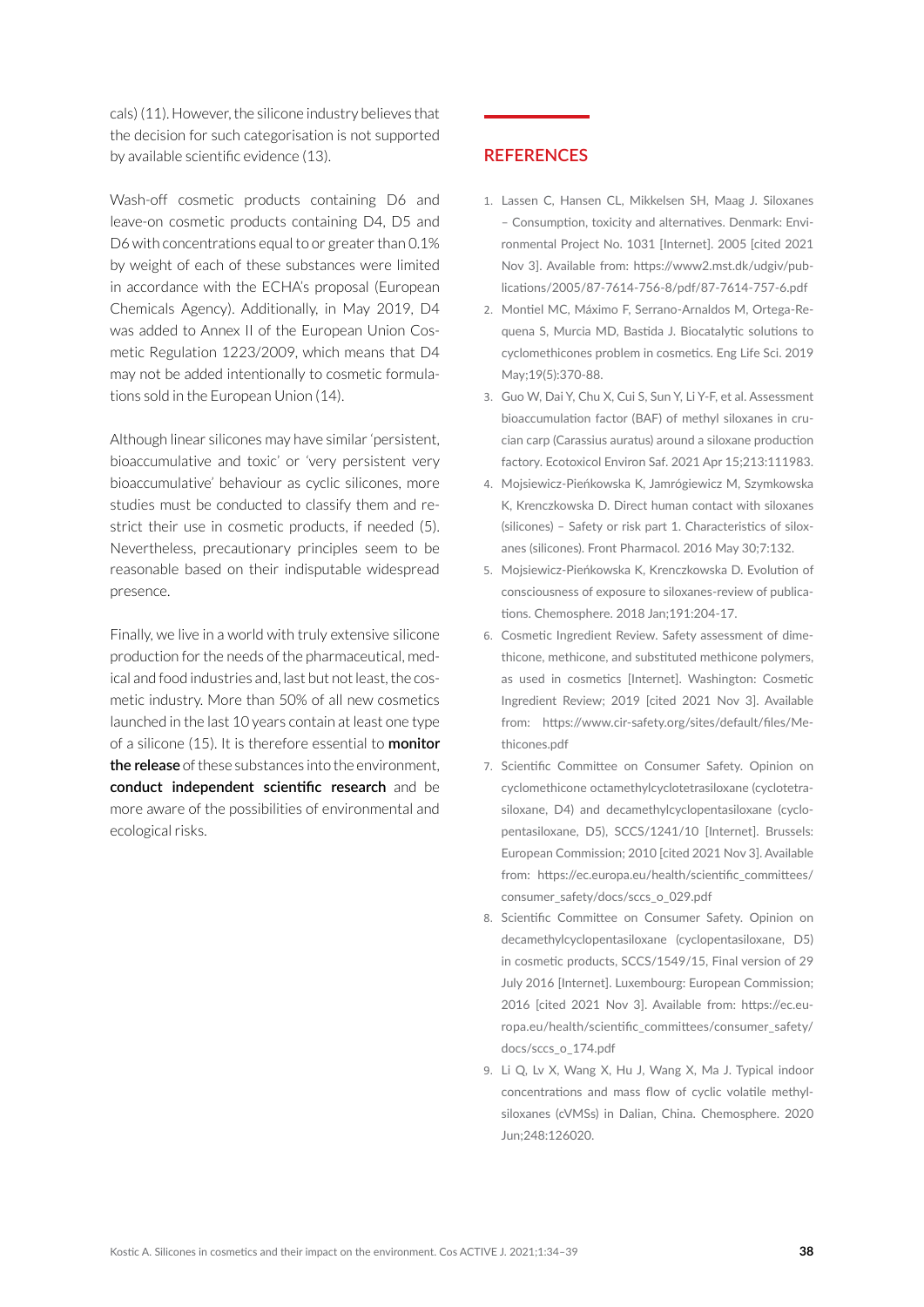cals) (11). However, the silicone industry believes that the decision for such categorisation is not supported by available scientific evidence (13).

Wash-off cosmetic products containing D6 and leave-on cosmetic products containing D4, D5 and D6 with concentrations equal to or greater than 0.1% by weight of each of these substances were limited in accordance with the ECHA's proposal (European Chemicals Agency). Additionally, in May 2019, D4 was added to Annex II of the European Union Cosmetic Regulation 1223/2009, which means that D4 may not be added intentionally to cosmetic formulations sold in the European Union (14).

Although linear silicones may have similar 'persistent, bioaccumulative and toxic' or 'very persistent very bioaccumulative' behaviour as cyclic silicones, more studies must be conducted to classify them and restrict their use in cosmetic products, if needed (5). Nevertheless, precautionary principles seem to be reasonable based on their indisputable widespread presence.

Finally, we live in a world with truly extensive silicone production for the needs of the pharmaceutical, medical and food industries and, last but not least, the cosmetic industry. More than 50% of all new cosmetics launched in the last 10 years contain at least one type of a silicone (15). It is therefore essential to **monitor the release** of these substances into the environment, **conduct independent scientific research** and be more aware of the possibilities of environmental and ecological risks.

## REFERENCES

1. Lassen C, Hansen CL, Mikkelsen SH, Maag J. Siloxanes – Consumption, toxicity and alternatives. Denmark: Environmental Project No. 1031 [Internet]. 2005 [cited 2021 Nov 3]. Available from: https://www2.mst.dk/udgiv/publications/2005/87-7614-756-8/pdf/87-7614-757-6.pdf
2. Montiel MC, Máximo F, Serrano-Arnaldos M, Ortega-Requena S, Murcia MD, Bastida J. Biocatalytic solutions to cyclomethicones problem in cosmetics. Eng Life Sci. 2019 May;19(5):370-88.
3. Guo W, Dai Y, Chu X, Cui S, Sun Y, Li Y-F, et al. Assessment bioaccumulation factor (BAF) of methyl siloxanes in crucian carp (Carassius auratus) around a siloxane production factory. Ecotoxicol Environ Saf. 2021 Apr 15;213:111983.
4. Mojsiewicz-Pieńkowska K, Jamrógiewicz M, Szymkowska K, Krenczkowska D. Direct human contact with siloxanes (silicones) – Safety or risk part 1. Characteristics of siloxanes (silicones). Front Pharmacol. 2016 May 30;7:132.
5. Mojsiewicz-Pieńkowska K, Krenczkowska D. Evolution of consciousness of exposure to siloxanes-review of publications. Chemosphere. 2018 Jan;191:204-17.
6. Cosmetic Ingredient Review. Safety assessment of dimethicone, methicone, and substituted methicone polymers, as used in cosmetics [Internet]. Washington: Cosmetic Ingredient Review; 2019 [cited 2021 Nov 3]. Available from: https://www.cir-safety.org/sites/default/files/Methicones.pdf
7. Scientific Committee on Consumer Safety. Opinion on cyclomethicone octamethylcyclotetrasiloxane (cyclotetrasiloxane, D4) and decamethylcyclopentasiloxane (cyclopentasiloxane, D5), SCCS/1241/10 [Internet]. Brussels: European Commission; 2010 [cited 2021 Nov 3]. Available from: https://ec.europa.eu/health/scientific_committees/consumer_safety/docs/sccs_o_029.pdf
8. Scientific Committee on Consumer Safety. Opinion on decamethylcyclopentasiloxane (cyclopentasiloxane, D5) in cosmetic products, SCCS/1549/15, Final version of 29 July 2016 [Internet]. Luxembourg: European Commission; 2016 [cited 2021 Nov 3]. Available from: https://ec.europa.eu/health/scientific_committees/consumer_safety/docs/sccs_o_174.pdf
9. Li Q, Lv X, Wang X, Hu J, Wang X, Ma J. Typical indoor concentrations and mass flow of cyclic volatile methylsiloxanes (cVMSs) in Dalian, China. Chemosphere. 2020 Jun;248:126020.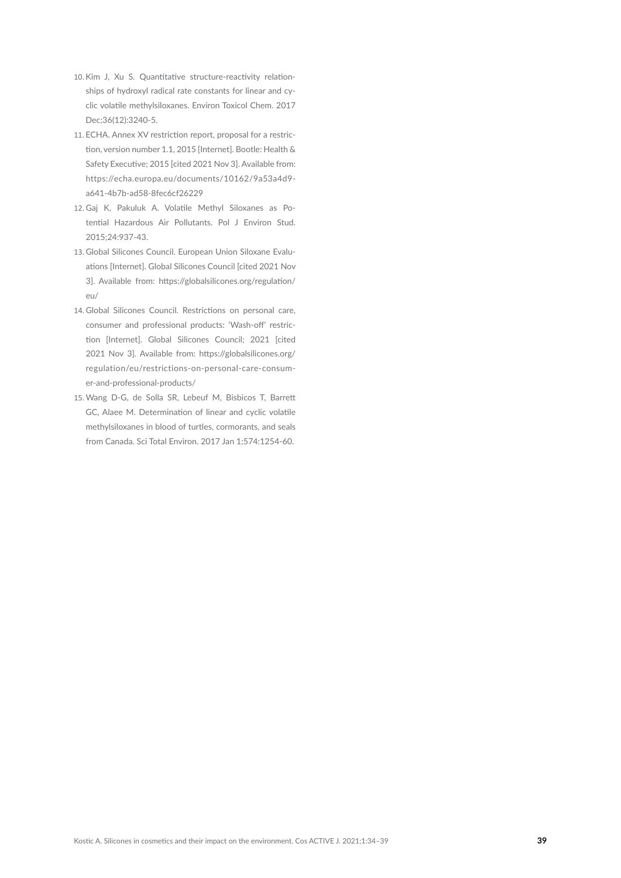10. Kim J, Xu S. Quantitative structure-reactivity relationships of hydroxyl radical rate constants for linear and cyclic volatile methylsiloxanes. Environ Toxicol Chem. 2017 Dec;36(12):3240-5.
11. ECHA. Annex XV restriction report, proposal for a restriction, version number 1.1, 2015 [Internet]. Bootle: Health & Safety Executive; 2015 [cited 2021 Nov 3]. Available from: https://echa.europa.eu/documents/10162/9a53a4d9-a641-4b7b-ad58-8fec6cf26229
12. Gaj K, Pakuluk A. Volatile Methyl Siloxanes as Potential Hazardous Air Pollutants. Pol J Environ Stud. 2015;24:937-43.
13. Global Silicones Council. European Union Siloxane Evaluations [Internet]. Global Silicones Council [cited 2021 Nov 3]. Available from: https://globalsilicones.org/regulation/eu/
14. Global Silicones Council. Restrictions on personal care, consumer and professional products: 'Wash-off' restriction [Internet]. Global Silicones Council; 2021 [cited 2021 Nov 3]. Available from: https://globalsilicones.org/regulation/eu/restrictions-on-personal-care-consumer-and-professional-products/
15. Wang D-G, de Solla SR, Lebeuf M, Bisbicos T, Barrett GC, Alaee M. Determination of linear and cyclic volatile methylsiloxanes in blood of turtles, cormorants, and seals from Canada. Sci Total Environ. 2017 Jan 1;574:1254-60.